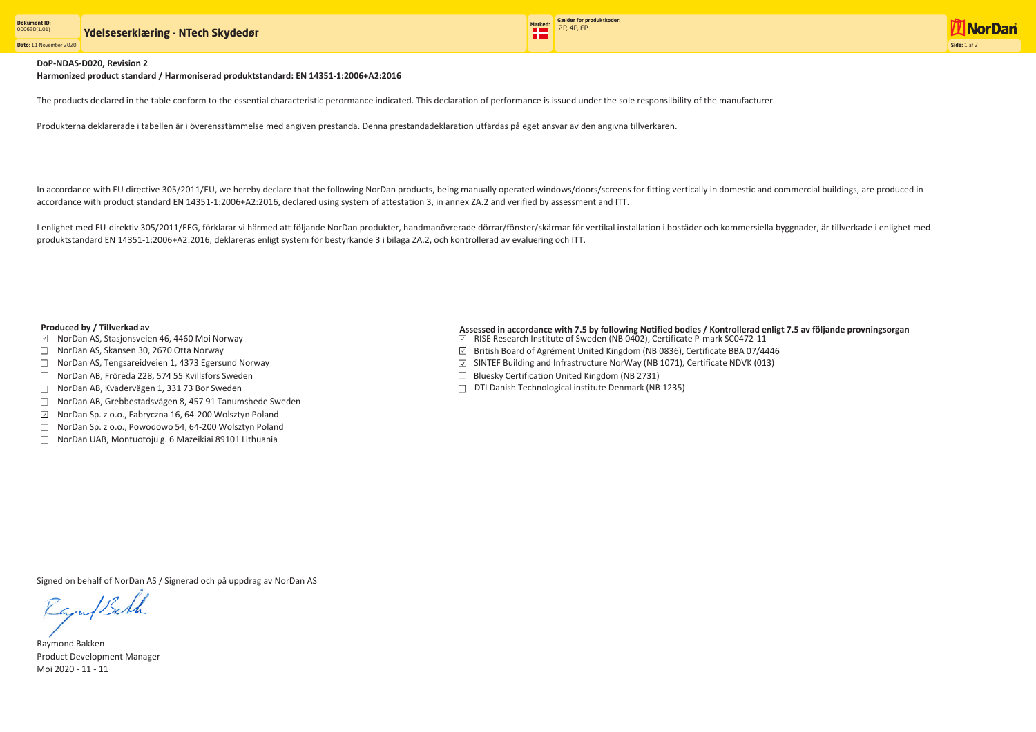**DoP-NDAS-D020, Revision 2**

**Harmonized product standard / Harmoniserad produktstandard: EN 14351-1:2006+A2:2016**

The products declared in the table conform to the essential characteristic perormance indicated. This declaration of performance is issued under the sole responsilbility of the manufacturer.

Produkterna deklarerade i tabellen är i överensstämmelse med angiven prestanda. Denna prestandadeklaration utfärdas på eget ansvar av den angivna tillverkaren.

In accordance with EU directive 305/2011/EU, we hereby declare that the following NorDan products, being manually operated windows/doors/screens for fitting vertically in domestic and commercial buildings, are produced in accordance with product standard EN 14351-1:2006+A2:2016, declared using system of attestation 3, in annex ZA.2 and verified by assessment and ITT.

I enlighet med EU-direktiv 305/2011/EEG, förklarar vi härmed att följande NorDan produkter, handmanövrerade dörrar/fönster/skärmar för vertikal installation i bostäder och kommersiella byggnader, är tillverkade i enlighet med produktstandard EN 14351-1:2006+A2:2016, deklareras enligt system för bestyrkande 3 i bilaga ZA.2, och kontrollerad av evaluering och ITT.

**Produced by / Tillverkad av**

- ☑ NorDan AS, Stasjonsveien 46, 4460 Moi Norway
- ☐ NorDan AS, Skansen 30, 2670 Otta Norway
- ☐ NorDan AS, Tengsareidveien 1, 4373 Egersund Norway
- ☐ NorDan AB, Fröreda 228, 574 55 Kvillsfors Sweden
- ☐ NorDan AB, Kvadervägen 1, 331 73 Bor Sweden
- ☐ NorDan AB, Grebbestadsvägen 8, 457 91 Tanumshede Sweden
- ☑ NorDan Sp. z o.o., Fabryczna 16, 64-200 Wolsztyn Poland
- ☐ NorDan Sp. z o.o., Powodowo 54, 64-200 Wolsztyn Poland
- ☐ NorDan UAB, Montuotoju g. 6 Mazeikiai 89101 Lithuania

**Assessed in accordance with 7.5 by following Notified bodies / Kontrollerad enligt 7.5 av följande provningsorgan**

- ☑ RISE Research Institute of Sweden (NB 0402), Certificate P-mark SC0472-11
- ☑ British Board of Agrément United Kingdom (NB 0836), Certificate BBA 07/4446
- ☑ SINTEF Building and Infrastructure NorWay (NB 1071), Certificate NDVK (013)
- ☐ Bluesky Certification United Kingdom (NB 2731)
- ☐ DTI Danish Technological institute Denmark (NB 1235)

Signed on behalf of NorDan AS / Signerad och på uppdrag av NorDan AS

Raymond Bakken
Product Development Manager
Moi 2020 - 11 - 11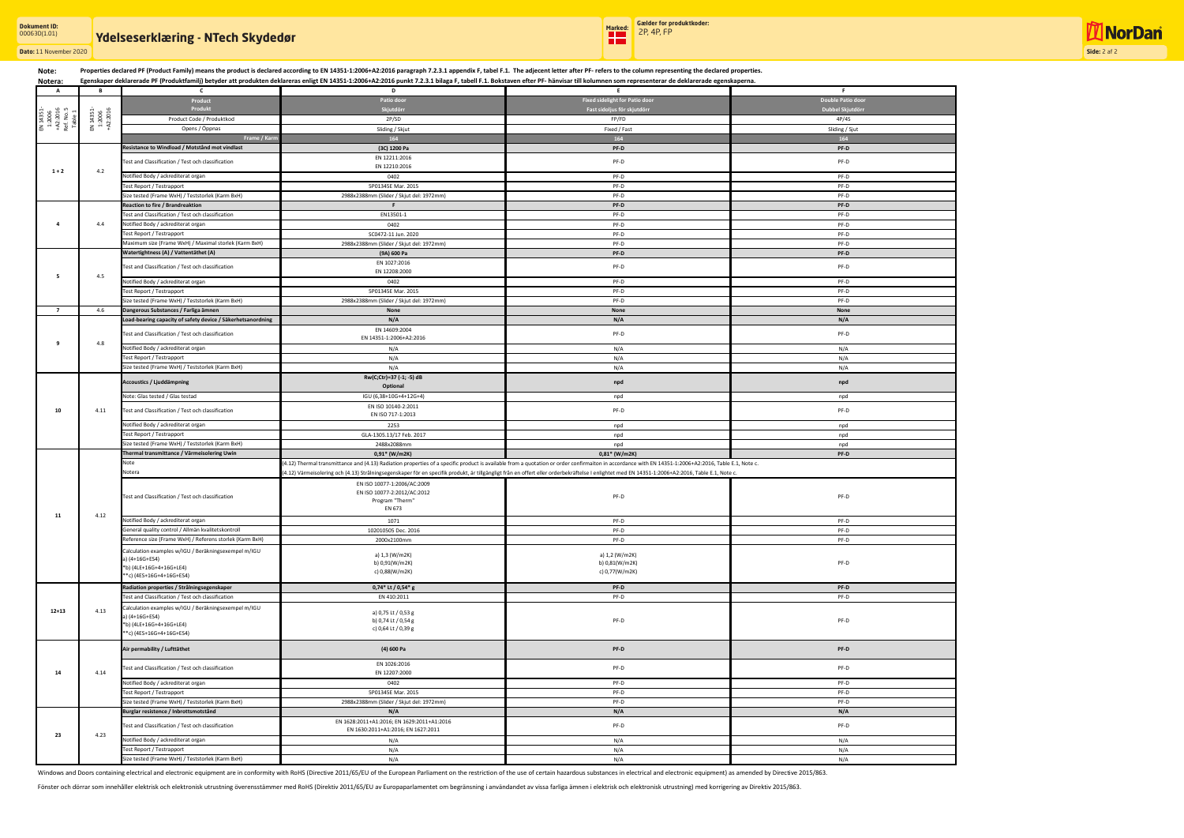**Note:** Properties declared PF (Product Family) means the product is declared according to EN 14351-1:2006+A2:2016 paragraph 7.2.3.1 appendix F, tabel F.1. The adjecent letter after PF- refers to the column representing the declared properties.

**Notera:** Egenskaper deklarerade PF (Produktfamilj) betyder att produkten deklareras enligt EN 14351-1:2006+A2:2016 punkt 7.2.3.1 bilaga F, tabell F.1. Bokstaven efter PF- hänvisar till kolumnen som representerar de deklarerade egenskaperna.

| A | B | C | D | E | F |
|---|---|---|---|---|---|
| EN 14351-1:2006 +A2:2016 Ref. No 5 Table 1 | EN 14351-1:2006 +A2:2016 | Product / Produkt | Patio door / Skjutdörr | Fixed sidelight for Patio door / Fast sidoljus för skjutdörr | Double Patio door / Dubbel Skjutdörr |
| | | Product Code / Produktkod | 2P/SD | FP/FD | 4P/4S |
| | | Opens / Öppnas | Sliding / Skjut | Fixed / Fast | Sliding / Sjut |
| | | Frame / Karm | 164 | 164 | 164 |
| 1 + 2 | 4.2 | **Resistance to Windload / Motstånd mot vindlast** | **(3C) 1200 Pa** | **PF-D** | **PF-D** |
| | | Test and Classification / Test och classification | EN 12211:2016 EN 12210:2016 | PF-D | PF-D |
| | | Notified Body / ackrediterat organ | 0402 | PF-D | PF-D |
| | | Test Report / Testrapport | SP01345E Mar. 2015 | PF-D | PF-D |
| | | Size tested (Frame WxH) / Teststorlek (Karm BxH) | 2988x2388mm (Slider / Skjut del: 1972mm) | PF-D | PF-D |
| 4 | 4.4 | **Reaction to fire / Brandreaktion** | **F** | **PF-D** | **PF-D** |
| | | Test and Classification / Test och classification | EN13501-1 | PF-D | PF-D |
| | | Notified Body / ackrediterat organ | 0402 | PF-D | PF-D |
| | | Test Report / Testrapport | SC0472-11 Jun. 2020 | PF-D | PF-D |
| | | Maximum size (Frame WxH) / Maximal storlek (Karm BxH) | 2988x2388mm (Slider / Skjut del: 1972mm) | PF-D | PF-D |
| 5 | 4.5 | **Watertightness (A) / Vattentäthet (A)** | **(9A) 600 Pa** | **PF-D** | **PF-D** |
| | | Test and Classification / Test och classification | EN 1027:2016 EN 12208:2000 | PF-D | PF-D |
| | | Notified Body / ackrediterat organ | 0402 | PF-D | PF-D |
| | | Test Report / Testrapport | SP01345E Mar. 2015 | PF-D | PF-D |
| | | Size tested (Frame WxH) / Teststorlek (Karm BxH) | 2988x2388mm (Slider / Skjut del: 1972mm) | PF-D | PF-D |
| 7 | 4.6 | **Dangerous Substances / Farliga ämnen** | **None** | **None** | **None** |
| 9 | 4.8 | **Load-bearing capacity of safety device / Säkerhetsanordning** | **N/A** | **N/A** | **N/A** |
| | | Test and Classification / Test och classification | EN 14609:2004 EN 14351-1:2006+A2:2016 | PF-D | PF-D |
| | | Notified Body / ackrediterat organ | N/A | N/A | N/A |
| | | Test Report / Testrapport | N/A | N/A | N/A |
| | | Size tested (Frame WxH) / Teststorlek (Karm BxH) | N/A | N/A | N/A |
| 10 | 4.11 | **Accoustics / Ljuddämpning** | **Rw(C;Ctr)=37 (-1; -5) dB Optional** | **npd** | **npd** |
| | | Note: Glas tested / Glas testad | IGU (6,38+10G+4+12G+4) | npd | npd |
| | | Test and Classification / Test och classification | EN ISO 10140-2:2011 EN ISO 717-1:2013 | PF-D | PF-D |
| | | Notified Body / ackrediterat organ | 2253 | npd | npd |
| | | Test Report / Testrapport | GLA-1305.13/17 Feb. 2017 | npd | npd |
| | | Size tested (Frame WxH) / Teststorlek (Karm BxH) | 2488x2088mm | npd | npd |
| 11 | 4.12 | **Thermal transmittance / Värmeisolering Uwin** | **0,91* (W/m2K)** | **0,81* (W/m2K)** | **PF-D** |
| | | Note | (4.12) Thermal transmittance and (4.13) Radiation properties of a specific product is available from a quotation or order confirmaiton in accordance with EN 14351-1:2006+A2:2016, Table E.1, Note c. | | |
| | | Notera | (4.12) Värmeisolering och (4.13) Strålningsegenskaper för en specifik produkt, är tillgängligt från en offert eller orderbekräftelse I enlightet med EN 14351-1:2006+A2:2016, Table E.1, Note c. | | |
| | | Test and Classification / Test och classification | EN ISO 10077-1:2006/AC:2009 EN ISO 10077-2:2012/AC:2012 Program "Therm" EN 673 | PF-D | PF-D |
| | | Notified Body / ackrediterat organ | 1071 | PF-D | PF-D |
| | | General quality control / Allmän kvalitetskontroll | 10201050S Dec. 2016 | PF-D | PF-D |
| | | Reference size (Frame WxH) / Referens storlek (Karm BxH) | 2000x2100mm | PF-D | PF-D |
| | | Calculation examples w/IGU / Beräkningsexempel m/IGU a) (4+16G+ES4) *b) (4LE+16G+4+16G+LE4) **c) (4ES+16G+4+16G+ES4) | a) 1,3 (W/m2K) b) 0,91(W/m2K) c) 0,88(W/m2K) | a) 1,2 (W/m2K) b) 0,81(W/m2K) c) 0,77(W/m2K) | PF-D |
| 12+13 | 4.13 | **Radiation properties / Strålningsegenskaper** | **0,74* Lt / 0,54* g** | **PF-D** | **PF-D** |
| | | Test and Classification / Test och classification | EN 410:2011 | PF-D | PF-D |
| | | Calculation examples w/IGU / Beräkningsexempel m/IGU a) (4+16G+ES4) *b) (4LE+16G+4+16G+LE4) **c) (4ES+16G+4+16G+ES4) | a) 0,75 Lt / 0,53 g b) 0,74 Lt / 0,54 g c) 0,64 Lt / 0,39 g | PF-D | PF-D |
| 14 | 4.14 | **Air permability / Lufttäthet** | **(4) 600 Pa** | **PF-D** | **PF-D** |
| | | Test and Classification / Test och classification | EN 1026:2016 EN 12207:2000 | PF-D | PF-D |
| | | Notified Body / ackrediterat organ | 0402 | PF-D | PF-D |
| | | Test Report / Testrapport | SP01345E Mar. 2015 | PF-D | PF-D |
| | | Size tested (Frame WxH) / Teststorlek (Karm BxH) | 2988x2388mm (Slider / Skjut del: 1972mm) | PF-D | PF-D |
| 23 | 4.23 | **Burglar resistence / Inbrottsmotstånd** | **N/A** | **N/A** | **N/A** |
| | | Test and Classification / Test och classification | EN 1628:2011+A1:2016; EN 1629:2011+A1:2016 EN 1630:2011+A1:2016; EN 1627:2011 | PF-D | PF-D |
| | | Notified Body / ackrediterat organ | N/A | N/A | N/A |
| | | Test Report / Testrapport | N/A | N/A | N/A |
| | | Size tested (Frame WxH) / Teststorlek (Karm BxH) | N/A | N/A | N/A |

Windows and Doors containing electrical and electronic equipment are in conformity with RoHS (Directive 2011/65/EU of the European Parliament on the restriction of the use of certain hazardous substances in electrical and electronic equipment) as amended by Directive 2015/863.

Fönster och dörrar som innehåller elektrisk och elektronisk utrustning överensstämmer med RoHS (Direktiv 2011/65/EU av Europaparlamentet om begränsning i användandet av vissa farliga ämnen i elektrisk och elektronisk utrustning) med korrigering av Direktiv 2015/863.